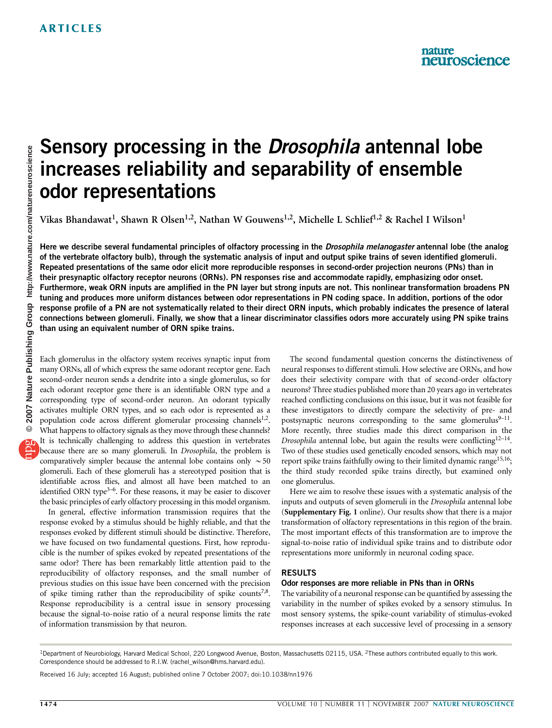# Sensory processing in the *Drosophila* antennal lobe increases reliability and separability of ensemble odor representations

Vikas Bhandawat[1], Shawn R Olsen[1,2], Nathan W Gouwens[1,2], Michelle L Schlief[1,2] & Rachel I Wilson[1]

**Here we describe several fundamental principles of olfactory processing in the *Drosophila melanogaster* antennal lobe (the analog of the vertebrate olfactory bulb), through the systematic analysis of input and output spike trains of seven identified glomeruli. Repeated presentations of the same odor elicit more reproducible responses in second-order projection neurons (PNs) than in their presynaptic olfactory receptor neurons (ORNs). PN responses rise and accommodate rapidly, emphasizing odor onset. Furthermore, weak ORN inputs are amplified in the PN layer but strong inputs are not. This nonlinear transformation broadens PN tuning and produces more uniform distances between odor representations in PN coding space. In addition, portions of the odor response profile of a PN are not systematically related to their direct ORN inputs, which probably indicates the presence of lateral connections between glomeruli. Finally, we show that a linear discriminator classifies odors more accurately using PN spike trains than using an equivalent number of ORN spike trains.**

Each glomerulus in the olfactory system receives synaptic input from many ORNs, all of which express the same odorant receptor gene. Each second-order neuron sends a dendrite into a single glomerulus, so for each odorant receptor gene there is an identifiable ORN type and a corresponding type of second-order neuron. An odorant typically activates multiple ORN types, and so each odor is represented as a population code across different glomerular processing channels[1,2]. What happens to olfactory signals as they move through these channels? It is technically challenging to address this question in vertebrates because there are so many glomeruli. In *Drosophila*, the problem is comparatively simpler because the antennal lobe contains only ~50 glomeruli. Each of these glomeruli has a stereotyped position that is identifiable across flies, and almost all have been matched to an identified ORN type[3–6]. For these reasons, it may be easier to discover the basic principles of early olfactory processing in this model organism.

In general, effective information transmission requires that the response evoked by a stimulus should be highly reliable, and that the responses evoked by different stimuli should be distinctive. Therefore, we have focused on two fundamental questions. First, how reproducible is the number of spikes evoked by repeated presentations of the same odor? There has been remarkably little attention paid to the reproducibility of olfactory responses, and the small number of previous studies on this issue have been concerned with the precision of spike timing rather than the reproducibility of spike counts[7,8]. Response reproducibility is a central issue in sensory processing because the signal-to-noise ratio of a neural response limits the rate of information transmission by that neuron.

The second fundamental question concerns the distinctiveness of neural responses to different stimuli. How selective are ORNs, and how does their selectivity compare with that of second-order olfactory neurons? Three studies published more than 20 years ago in vertebrates reached conflicting conclusions on this issue, but it was not feasible for these investigators to directly compare the selectivity of pre- and postsynaptic neurons corresponding to the same glomerulus[9–11]. More recently, three studies made this direct comparison in the *Drosophila* antennal lobe, but again the results were conflicting[12–14]. Two of these studies used genetically encoded sensors, which may not report spike trains faithfully owing to their limited dynamic range[15,16]; the third study recorded spike trains directly, but examined only one glomerulus.

Here we aim to resolve these issues with a systematic analysis of the inputs and outputs of seven glomeruli in the *Drosophila* antennal lobe (**Supplementary Fig. 1** online). Our results show that there is a major transformation of olfactory representations in this region of the brain. The most important effects of this transformation are to improve the signal-to-noise ratio of individual spike trains and to distribute odor representations more uniformly in neuronal coding space.

## RESULTS

### Odor responses are more reliable in PNs than in ORNs

The variability of a neuronal response can be quantified by assessing the variability in the number of spikes evoked by a sensory stimulus. In most sensory systems, the spike-count variability of stimulus-evoked responses increases at each successive level of processing in a sensory

[1]Department of Neurobiology, Harvard Medical School, 220 Longwood Avenue, Boston, Massachusetts 02115, USA. [2]These authors contributed equally to this work. Correspondence should be addressed to R.I.W. (rachel_wilson@hms.harvard.edu).

Received 16 July; accepted 16 August; published online 7 October 2007; doi:10.1038/nn1976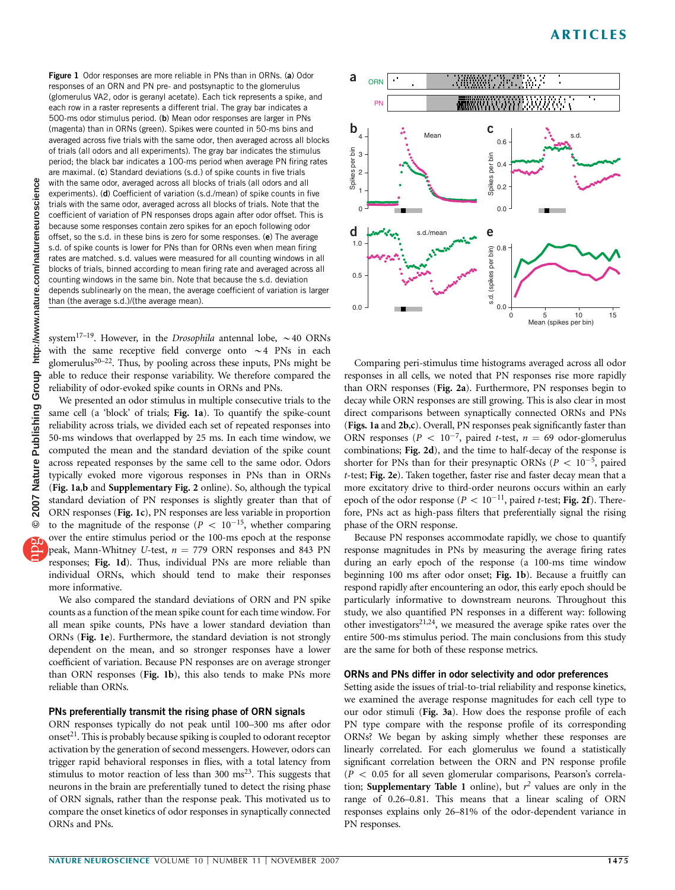**Figure 1** Odor responses are more reliable in PNs than in ORNs. (**a**) Odor responses of an ORN and PN pre- and postsynaptic to the glomerulus (glomerulus VA2, odor is geranyl acetate). Each tick represents a spike, and each row in a raster represents a different trial. The gray bar indicates a 500-ms odor stimulus period. (**b**) Mean odor responses are larger in PNs (magenta) than in ORNs (green). Spikes were counted in 50-ms bins and averaged across five trials with the same odor, then averaged across all blocks of trials (all odors and all experiments). The gray bar indicates the stimulus period; the black bar indicates a 100-ms period when average PN firing rates are maximal. (**c**) Standard deviations (s.d.) of spike counts in five trials with the same odor, averaged across all blocks of trials (all odors and all experiments). (**d**) Coefficient of variation (s.d./mean) of spike counts in five trials with the same odor, averaged across all blocks of trials. Note that the coefficient of variation of PN responses drops again after odor offset. This is because some responses contain zero spikes for an epoch following odor offset, so the s.d. in these bins is zero for some responses. (**e**) The average s.d. of spike counts is lower for PNs than for ORNs even when mean firing rates are matched. s.d. values were measured for all counting windows in all blocks of trials, binned according to mean firing rate and averaged across all counting windows in the same bin. Note that because the s.d. deviation depends sublinearly on the mean, the average coefficient of variation is larger than (the average s.d.)/(the average mean).

system[17–19]. However, in the *Drosophila* antennal lobe, ~40 ORNs with the same receptive field converge onto ~4 PNs in each glomerulus[20–22]. Thus, by pooling across these inputs, PNs might be able to reduce their response variability. We therefore compared the reliability of odor-evoked spike counts in ORNs and PNs.

We presented an odor stimulus in multiple consecutive trials to the same cell (a 'block' of trials; **Fig. 1a**). To quantify the spike-count reliability across trials, we divided each set of repeated responses into 50-ms windows that overlapped by 25 ms. In each time window, we computed the mean and the standard deviation of the spike count across repeated responses by the same cell to the same odor. Odors typically evoked more vigorous responses in PNs than in ORNs (**Fig. 1a,b** and **Supplementary Fig. 2** online). So, although the typical standard deviation of PN responses is slightly greater than that of ORN responses (**Fig. 1c**), PN responses are less variable in proportion to the magnitude of the response ($P < 10^{-15}$, whether comparing over the entire stimulus period or the 100-ms epoch at the response peak, Mann-Whitney *U*-test, $n = 779$ ORN responses and 843 PN responses; **Fig. 1d**). Thus, individual PNs are more reliable than individual ORNs, which should tend to make their responses more informative.

We also compared the standard deviations of ORN and PN spike counts as a function of the mean spike count for each time window. For all mean spike counts, PNs have a lower standard deviation than ORNs (**Fig. 1e**). Furthermore, the standard deviation is not strongly dependent on the mean, and so stronger responses have a lower coefficient of variation. Because PN responses are on average stronger than ORN responses (**Fig. 1b**), this also tends to make PNs more reliable than ORNs.

## PNs preferentially transmit the rising phase of ORN signals

ORN responses typically do not peak until 100–300 ms after odor onset[21]. This is probably because spiking is coupled to odorant receptor activation by the generation of second messengers. However, odors can trigger rapid behavioral responses in flies, with a total latency from stimulus to motor reaction of less than 300 ms[23]. This suggests that neurons in the brain are preferentially tuned to detect the rising phase of ORN signals, rather than the response peak. This motivated us to compare the onset kinetics of odor responses in synaptically connected ORNs and PNs.

Comparing peri-stimulus time histograms averaged across all odor responses in all cells, we noted that PN responses rise more rapidly than ORN responses (**Fig. 2a**). Furthermore, PN responses begin to decay while ORN responses are still growing. This is also clear in most direct comparisons between synaptically connected ORNs and PNs (**Figs. 1a** and **2b,c**). Overall, PN responses peak significantly faster than ORN responses ($P < 10^{-7}$, paired *t*-test, $n = 69$ odor-glomerulus combinations; **Fig. 2d**), and the time to half-decay of the response is shorter for PNs than for their presynaptic ORNs ($P < 10^{-5}$, paired *t*-test; **Fig. 2e**). Taken together, faster rise and faster decay mean that a more excitatory drive to third-order neurons occurs within an early epoch of the odor response ($P < 10^{-11}$, paired *t*-test; **Fig. 2f**). Therefore, PNs act as high-pass filters that preferentially signal the rising phase of the ORN response.

Because PN responses accommodate rapidly, we chose to quantify response magnitudes in PNs by measuring the average firing rates during an early epoch of the response (a 100-ms time window beginning 100 ms after odor onset; **Fig. 1b**). Because a fruitfly can respond rapidly after encountering an odor, this early epoch should be particularly informative to downstream neurons. Throughout this study, we also quantified PN responses in a different way: following other investigators[21,24], we measured the average spike rates over the entire 500-ms stimulus period. The main conclusions from this study are the same for both of these response metrics.

## ORNs and PNs differ in odor selectivity and odor preferences

Setting aside the issues of trial-to-trial reliability and response kinetics, we examined the average response magnitudes for each cell type to our odor stimuli (**Fig. 3a**). How does the response profile of each PN type compare with the response profile of its corresponding ORNs? We began by asking simply whether these responses are linearly correlated. For each glomerulus we found a statistically significant correlation between the ORN and PN response profile ($P < 0.05$ for all seven glomerular comparisons, Pearson's correlation; **Supplementary Table 1** online), but $r^2$ values are only in the range of 0.26–0.81. This means that a linear scaling of ORN responses explains only 26–81% of the odor-dependent variance in PN responses.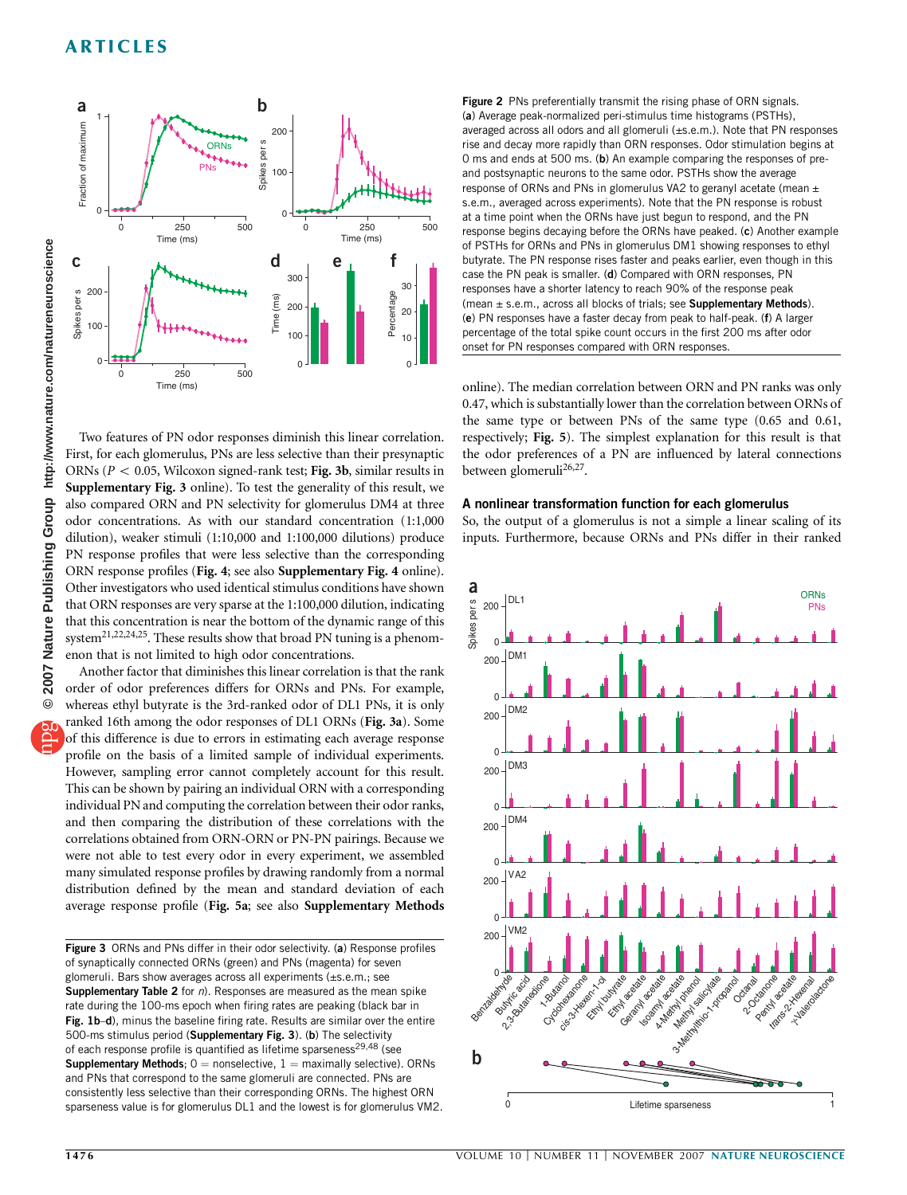Figure 2 PNs preferentially transmit the rising phase of ORN signals. (**a**) Average peak-normalized peri-stimulus time histograms (PSTHs), averaged across all odors and all glomeruli (±s.e.m.). Note that PN responses rise and decay more rapidly than ORN responses. Odor stimulation begins at 0 ms and ends at 500 ms. (**b**) An example comparing the responses of pre- and postsynaptic neurons to the same odor. PSTHs show the average response of ORNs and PNs in glomerulus VA2 to geranyl acetate (mean ± s.e.m., averaged across experiments). Note that the PN response is robust at a time point when the ORNs have just begun to respond, and the PN response begins decaying before the ORNs have peaked. (**c**) Another example of PSTHs for ORNs and PNs in glomerulus DM1 showing responses to ethyl butyrate. The PN response rises faster and peaks earlier, even though in this case the PN peak is smaller. (**d**) Compared with ORN responses, PN responses have a shorter latency to reach 90% of the response peak (mean ± s.e.m., across all blocks of trials; see **Supplementary Methods**). (**e**) PN responses have a faster decay from peak to half-peak. (**f**) A larger percentage of the total spike count occurs in the first 200 ms after odor onset for PN responses compared with ORN responses.

Two features of PN odor responses diminish this linear correlation. First, for each glomerulus, PNs are less selective than their presynaptic ORNs ($P < 0.05$, Wilcoxon signed-rank test; **Fig. 3b**, similar results in **Supplementary Fig. 3** online). To test the generality of this result, we also compared ORN and PN selectivity for glomerulus DM4 at three odor concentrations. As with our standard concentration (1:1,000 dilution), weaker stimuli (1:10,000 and 1:100,000 dilutions) produce PN response profiles that were less selective than the corresponding ORN response profiles (**Fig. 4**; see also **Supplementary Fig. 4** online). Other investigators who used identical stimulus conditions have shown that ORN responses are very sparse at the 1:100,000 dilution, indicating that this concentration is near the bottom of the dynamic range of this system[21,22,24,25]. These results show that broad PN tuning is a phenomenon that is not limited to high odor concentrations.

Another factor that diminishes this linear correlation is that the rank order of odor preferences differs for ORNs and PNs. For example, whereas ethyl butyrate is the 3rd-ranked odor of DL1 PNs, it is only ranked 16th among the odor responses of DL1 ORNs (**Fig. 3a**). Some of this difference is due to errors in estimating each average response profile on the basis of a limited sample of individual experiments. However, sampling error cannot completely account for this result. This can be shown by pairing an individual ORN with a corresponding individual PN and computing the correlation between their odor ranks, and then comparing the distribution of these correlations with the correlations obtained from ORN-ORN or PN-PN pairings. Because we were not able to test every odor in every experiment, we assembled many simulated response profiles by drawing randomly from a normal distribution defined by the mean and standard deviation of each average response profile (**Fig. 5a**; see also **Supplementary Methods** online). The median correlation between ORN and PN ranks was only 0.47, which is substantially lower than the correlation between ORNs of the same type or between PNs of the same type (0.65 and 0.61, respectively; **Fig. 5**). The simplest explanation for this result is that the odor preferences of a PN are influenced by lateral connections between glomeruli[26,27].

## A nonlinear transformation function for each glomerulus

So, the output of a glomerulus is not a simple a linear scaling of its inputs. Furthermore, because ORNs and PNs differ in their ranked

Figure 3 ORNs and PNs differ in their odor selectivity. (**a**) Response profiles of synaptically connected ORNs (green) and PNs (magenta) for seven glomeruli. Bars show averages across all experiments (±s.e.m.; see **Supplementary Table 2** for $n$). Responses are measured as the mean spike rate during the 100-ms epoch when firing rates are peaking (black bar in **Fig. 1b–d**), minus the baseline firing rate. Results are similar over the entire 500-ms stimulus period (**Supplementary Fig. 3**). (**b**) The selectivity of each response profile is quantified as lifetime sparseness[29,48] (see **Supplementary Methods**; 0 = nonselective, 1 = maximally selective). ORNs and PNs that correspond to the same glomeruli are connected. PNs are consistently less selective than their corresponding ORNs. The highest ORN sparseness value is for glomerulus DL1 and the lowest is for glomerulus VM2.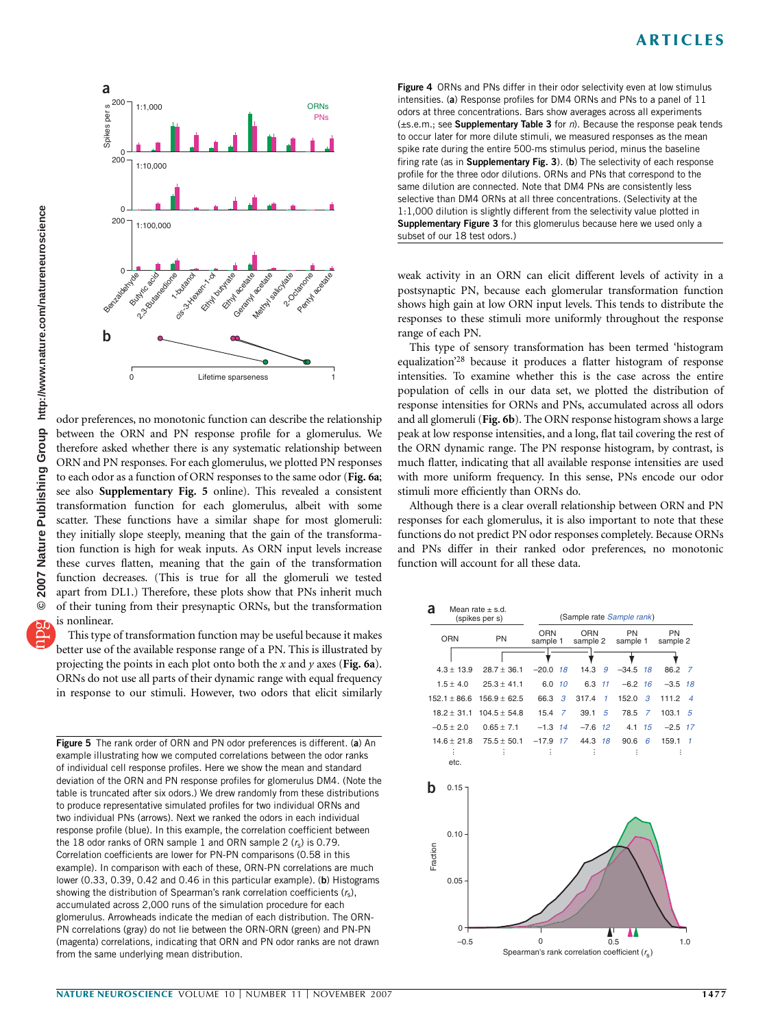a

Spikes per s

200 1:1,000

ORNs

PNs

0

200 1:10,000

0

200 1:100,000

0

Benzaldehyde Butyric acid 2,3-Butanedione 1-butanol cis-3-Hexen-1-ol Ethyl butyrate Ethyl acetate Geranyl acetate Methyl salicylate 2-Octanone Pentyl acetate

b

0 Lifetime sparseness 1

**Figure 4** ORNs and PNs differ in their odor selectivity even at low stimulus intensities. (**a**) Response profiles for DM4 ORNs and PNs to a panel of 11 odors at three concentrations. Bars show averages across all experiments (±s.e.m.; see **Supplementary Table 3** for *n*). Because the response peak tends to occur later for more dilute stimuli, we measured responses as the mean spike rate during the entire 500-ms stimulus period, minus the baseline firing rate (as in **Supplementary Fig. 3**). (**b**) The selectivity of each response profile for the three odor dilutions. ORNs and PNs that correspond to the same dilution are connected. Note that DM4 PNs are consistently less selective than DM4 ORNs at all three concentrations. (Selectivity at the 1:1,000 dilution is slightly different from the selectivity value plotted in **Supplementary Figure 3** for this glomerulus because here we used only a subset of our 18 test odors.)

odor preferences, no monotonic function can describe the relationship between the ORN and PN response profile for a glomerulus. We therefore asked whether there is any systematic relationship between ORN and PN responses. For each glomerulus, we plotted PN responses to each odor as a function of ORN responses to the same odor (**Fig. 6a**; see also **Supplementary Fig. 5** online). This revealed a consistent transformation function for each glomerulus, albeit with some scatter. These functions have a similar shape for most glomeruli: they initially slope steeply, meaning that the gain of the transformation function is high for weak inputs. As ORN input levels increase these curves flatten, meaning that the gain of the transformation function decreases. (This is true for all the glomeruli we tested apart from DL1.) Therefore, these plots show that PNs inherit much of their tuning from their presynaptic ORNs, but the transformation is nonlinear.

This type of transformation function may be useful because it makes better use of the available response range of a PN. This is illustrated by projecting the points in each plot onto both the *x* and *y* axes (**Fig. 6a**). ORNs do not use all parts of their dynamic range with equal frequency in response to our stimuli. However, two odors that elicit similarly weak activity in an ORN can elicit different levels of activity in a postsynaptic PN, because each glomerular transformation function shows high gain at low ORN input levels. This tends to distribute the responses to these stimuli more uniformly throughout the response range of each PN.

This type of sensory transformation has been termed 'histogram equalization'[28] because it produces a flatter histogram of response intensities. To examine whether this is the case across the entire population of cells in our data set, we plotted the distribution of response intensities for ORNs and PNs, accumulated across all odors and all glomeruli (**Fig. 6b**). The ORN response histogram shows a large peak at low response intensities, and a long, flat tail covering the rest of the ORN dynamic range. The PN response histogram, by contrast, is much flatter, indicating that all available response intensities are used with more uniform frequency. In this sense, PNs encode our odor stimuli more efficiently than ORNs do.

Although there is a clear overall relationship between ORN and PN responses for each glomerulus, it is also important to note that these functions do not predict PN odor responses completely. Because ORNs and PNs differ in their ranked odor preferences, no monotonic function will account for all these data.

a

| Mean rate ± s.d. (spikes per s) | | (Sample rate *Sample rank*) | | | |
|---|---|---|---|---|---|
| ORN | PN | ORN sample 1 | ORN sample 2 | PN sample 1 | PN sample 2 |
| 4.3 ± 13.9 | 28.7 ± 36.1 | −20.0 *18* | 14.3 *9* | −34.5 *18* | 86.2 *7* |
| 1.5 ± 4.0 | 25.3 ± 41.1 | 6.0 *10* | 6.3 *11* | −6.2 *16* | −3.5 *18* |
| 152.1 ± 86.6 | 156.9 ± 62.5 | 66.3 *3* | 317.4 *1* | 152.0 *3* | 111.2 *4* |
| 18.2 ± 31.1 | 104.5 ± 54.8 | 15.4 *7* | 39.1 *5* | 78.5 *7* | 103.1 *5* |
| −0.5 ± 2.0 | 0.65 ± 7.1 | −1.3 *14* | −7.6 *12* | 4.1 *15* | −2.5 *17* |
| 14.6 ± 21.8 | 75.5 ± 50.1 | −17.9 *17* | 44.3 *18* | 90.6 *6* | 159.1 *1* |
| ⋮ etc. | ⋮ | ⋮ | ⋮ | ⋮ | ⋮ |

b

Fraction

0.15

0.10

0.05

0

−0.5 0 0.5 1.0

Spearman's rank correlation coefficient ($r_s$)

**Figure 5** The rank order of ORN and PN odor preferences is different. (**a**) An example illustrating how we computed correlations between the odor ranks of individual cell response profiles. Here we show the mean and standard deviation of the ORN and PN response profiles for glomerulus DM4. (Note the table is truncated after six odors.) We drew randomly from these distributions to produce representative simulated profiles for two individual ORNs and two individual PNs (arrows). Next we ranked the odors in each individual response profile (blue). In this example, the correlation coefficient between the 18 odor ranks of ORN sample 1 and ORN sample 2 ($r_s$) is 0.79. Correlation coefficients are lower for PN-PN comparisons (0.58 in this example). In comparison with each of these, ORN-PN correlations are much lower (0.33, 0.39, 0.42 and 0.46 in this particular example). (**b**) Histograms showing the distribution of Spearman's rank correlation coefficients ($r_s$), accumulated across 2,000 runs of the simulation procedure for each glomerulus. Arrowheads indicate the median of each distribution. The ORN-PN correlations (gray) do not lie between the ORN-ORN (green) and PN-PN (magenta) correlations, indicating that ORN and PN odor ranks are not drawn from the same underlying mean distribution.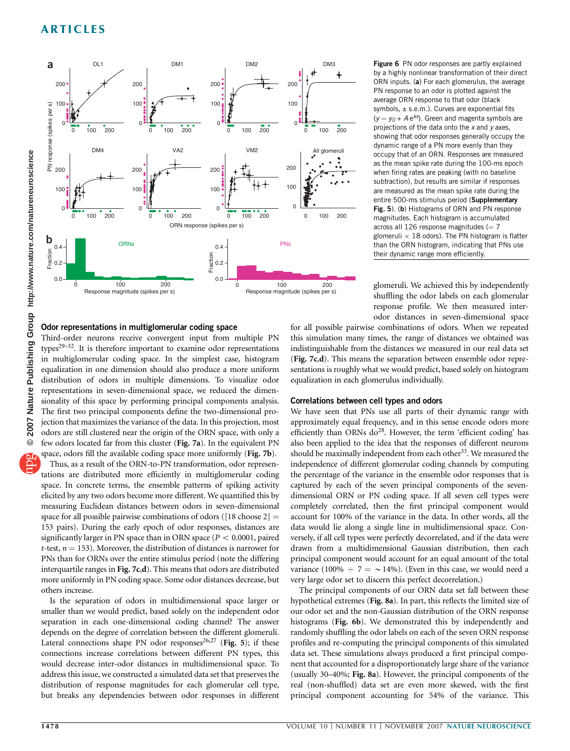**Figure 6** PN odor responses are partly explained by a highly nonlinear transformation of their direct ORN inputs. (**a**) For each glomerulus, the average PN response to an odor is plotted against the average ORN response to that odor (black symbols, ± s.e.m.). Curves are exponential fits ($y = y_0 + A{\cdot}e^{kx}$). Green and magenta symbols are projections of the data onto the $x$ and $y$ axes, showing that odor responses generally occupy the dynamic range of a PN more evenly than they occupy that of an ORN. Responses are measured as the mean spike rate during the 100-ms epoch when firing rates are peaking (with no baseline subtraction), but results are similar if responses are measured as the mean spike rate during the entire 500-ms stimulus period (**Supplementary Fig. 5**). (**b**) Histograms of ORN and PN response magnitudes. Each histogram is accumulated across all 126 response magnitudes (= 7 glomeruli × 18 odors). The PN histogram is flatter than the ORN histogram, indicating that PNs use their dynamic range more efficiently.

## Odor representations in multiglomerular coding space

Third-order neurons receive convergent input from multiple PN types[29–32]. It is therefore important to examine odor representations in multiglomerular coding space. In the simplest case, histogram equalization in one dimension should also produce a more uniform distribution of odors in multiple dimensions. To visualize odor representations in seven-dimensional space, we reduced the dimensionality of this space by performing principal components analysis. The first two principal components define the two-dimensional projection that maximizes the variance of the data. In this projection, most odors are still clustered near the origin of the ORN space, with only a few odors located far from this cluster (**Fig. 7a**). In the equivalent PN space, odors fill the available coding space more uniformly (**Fig. 7b**).

Thus, as a result of the ORN-to-PN transformation, odor representations are distributed more efficiently in multiglomerular coding space. In concrete terms, the ensemble patterns of spiking activity elicited by any two odors become more different. We quantified this by measuring Euclidean distances between odors in seven-dimensional space for all possible pairwise combinations of odors ([18 choose 2] = 153 pairs). During the early epoch of odor responses, distances are significantly larger in PN space than in ORN space ($P < 0.0001$, paired $t$-test, $n = 153$). Moreover, the distribution of distances is narrower for PNs than for ORNs over the entire stimulus period (note the differing interquartile ranges in **Fig. 7c,d**). This means that odors are distributed more uniformly in PN coding space. Some odor distances decrease, but others increase.

Is the separation of odors in multidimensional space larger or smaller than we would predict, based solely on the independent odor separation in each one-dimensional coding channel? The answer depends on the degree of correlation between the different glomeruli. Lateral connections shape PN odor responses[26,27] (**Fig. 5**); if these connections increase correlations between different PN types, this would decrease inter-odor distances in multidimensional space. To address this issue, we constructed a simulated data set that preserves the distribution of response magnitudes for each glomerular cell type, but breaks any dependencies between odor responses in different glomeruli. We achieved this by independently shuffling the odor labels on each glomerular response profile. We then measured inter-odor distances in seven-dimensional space for all possible pairwise combinations of odors. When we repeated this simulation many times, the range of distances we obtained was indistinguishable from the distances we measured in our real data set (**Fig. 7c,d**). This means the separation between ensemble odor representations is roughly what we would predict, based solely on histogram equalization in each glomerulus individually.

## Correlations between cell types and odors

We have seen that PNs use all parts of their dynamic range with approximately equal frequency, and in this sense encode odors more efficiently than ORNs do[28]. However, the term 'efficient coding' has also been applied to the idea that the responses of different neurons should be maximally independent from each other[33]. We measured the independence of different glomerular coding channels by computing the percentage of the variance in the ensemble odor responses that is captured by each of the seven principal components of the seven-dimensional ORN or PN coding space. If all seven cell types were completely correlated, then the first principal component would account for 100% of the variance in the data. In other words, all the data would lie along a single line in multidimensional space. Conversely, if all cell types were perfectly decorrelated, and if the data were drawn from a multidimensional Gaussian distribution, then each principal component would account for an equal amount of the total variance (100% ÷ 7 = ~14%). (Even in this case, we would need a very large odor set to discern this perfect decorrelation.)

The principal components of our ORN data set fall between these hypothetical extremes (**Fig. 8a**). In part, this reflects the limited size of our odor set and the non-Gaussian distribution of the ORN response histograms (**Fig. 6b**). We demonstrated this by independently and randomly shuffling the odor labels on each of the seven ORN response profiles and re-computing the principal components of this simulated data set. These simulations always produced a first principal component that accounted for a disproportionately large share of the variance (usually 30–40%; **Fig. 8a**). However, the principal components of the real (non-shuffled) data set are even more skewed, with the first principal component accounting for 54% of the variance. This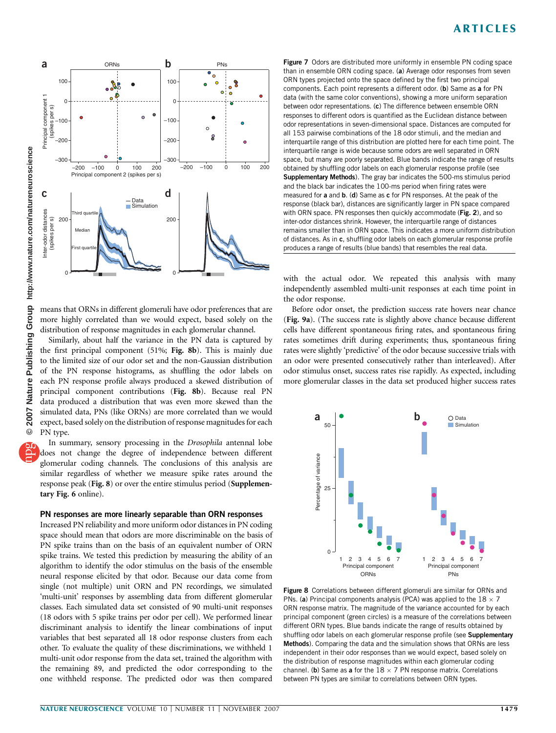means that ORNs in different glomeruli have odor preferences that are more highly correlated than we would expect, based solely on the distribution of response magnitudes in each glomerular channel.

Similarly, about half the variance in the PN data is captured by the first principal component (51%; **Fig. 8b**). This is mainly due to the limited size of our odor set and the non-Gaussian distribution of the PN response histograms, as shuffling the odor labels on each PN response profile always produced a skewed distribution of principal component contributions (**Fig. 8b**). Because real PN data produced a distribution that was even more skewed than the simulated data, PNs (like ORNs) are more correlated than we would expect, based solely on the distribution of response magnitudes for each PN type.

In summary, sensory processing in the *Drosophila* antennal lobe does not change the degree of independence between different glomerular coding channels. The conclusions of this analysis are similar regardless of whether we measure spike rates around the response peak (**Fig. 8**) or over the entire stimulus period (**Supplementary Fig. 6** online).

### PN responses are more linearly separable than ORN responses

Increased PN reliability and more uniform odor distances in PN coding space should mean that odors are more discriminable on the basis of PN spike trains than on the basis of an equivalent number of ORN spike trains. We tested this prediction by measuring the ability of an algorithm to identify the odor stimulus on the basis of the ensemble neural response elicited by that odor. Because our data come from single (not multiple) unit ORN and PN recordings, we simulated 'multi-unit' responses by assembling data from different glomerular classes. Each simulated data set consisted of 90 multi-unit responses (18 odors with 5 spike trains per odor per cell). We performed linear discriminant analysis to identify the linear combinations of input variables that best separated all 18 odor response clusters from each other. To evaluate the quality of these discriminations, we withheld 1 multi-unit odor response from the data set, trained the algorithm with the remaining 89, and predicted the odor corresponding to the one withheld response. The predicted odor was then compared with the actual odor. We repeated this analysis with many independently assembled multi-unit responses at each time point in the odor response.

Before odor onset, the prediction success rate hovers near chance (**Fig. 9a**). (The success rate is slightly above chance because different cells have different spontaneous firing rates, and spontaneous firing rates sometimes drift during experiments; thus, spontaneous firing rates were slightly 'predictive' of the odor because successive trials with an odor were presented consecutively rather than interleaved). After odor stimulus onset, success rates rise rapidly. As expected, including more glomerular classes in the data set produced higher success rates

**Figure 7** Odors are distributed more uniformly in ensemble PN coding space than in ensemble ORN coding space. (**a**) Average odor responses from seven ORN types projected onto the space defined by the first two principal components. Each point represents a different odor. (**b**) Same as **a** for PN data (with the same color conventions), showing a more uniform separation between odor representations. (**c**) The difference between ensemble ORN responses to different odors is quantified as the Euclidean distance between odor representations in seven-dimensional space. Distances are computed for all 153 pairwise combinations of the 18 odor stimuli, and the median and interquartile range of this distribution are plotted here for each time point. The interquartile range is wide because some odors are well separated in ORN space, but many are poorly separated. Blue bands indicate the range of results obtained by shuffling odor labels on each glomerular response profile (see **Supplementary Methods**). The gray bar indicates the 500-ms stimulus period and the black bar indicates the 100-ms period when firing rates were measured for **a** and **b**. (**d**) Same as **c** for PN responses. At the peak of the response (black bar), distances are significantly larger in PN space compared with ORN space. PN responses then quickly accommodate (**Fig. 2**), and so inter-odor distances shrink. However, the interquartile range of distances remains smaller than in ORN space. This indicates a more uniform distribution of distances. As in **c**, shuffling odor labels on each glomerular response profile produces a range of results (blue bands) that resembles the real data.

**Figure 8** Correlations between different glomeruli are similar for ORNs and PNs. (**a**) Principal components analysis (PCA) was applied to the 18 × 7 ORN response matrix. The magnitude of the variance accounted for by each principal component (green circles) is a measure of the correlations between different ORN types. Blue bands indicate the range of results obtained by shuffling odor labels on each glomerular response profile (see **Supplementary Methods**). Comparing the data and the simulation shows that ORNs are less independent in their odor responses than we would expect, based solely on the distribution of response magnitudes within each glomerular coding channel. (**b**) Same as **a** for the 18 × 7 PN response matrix. Correlations between PN types are similar to correlations between ORN types.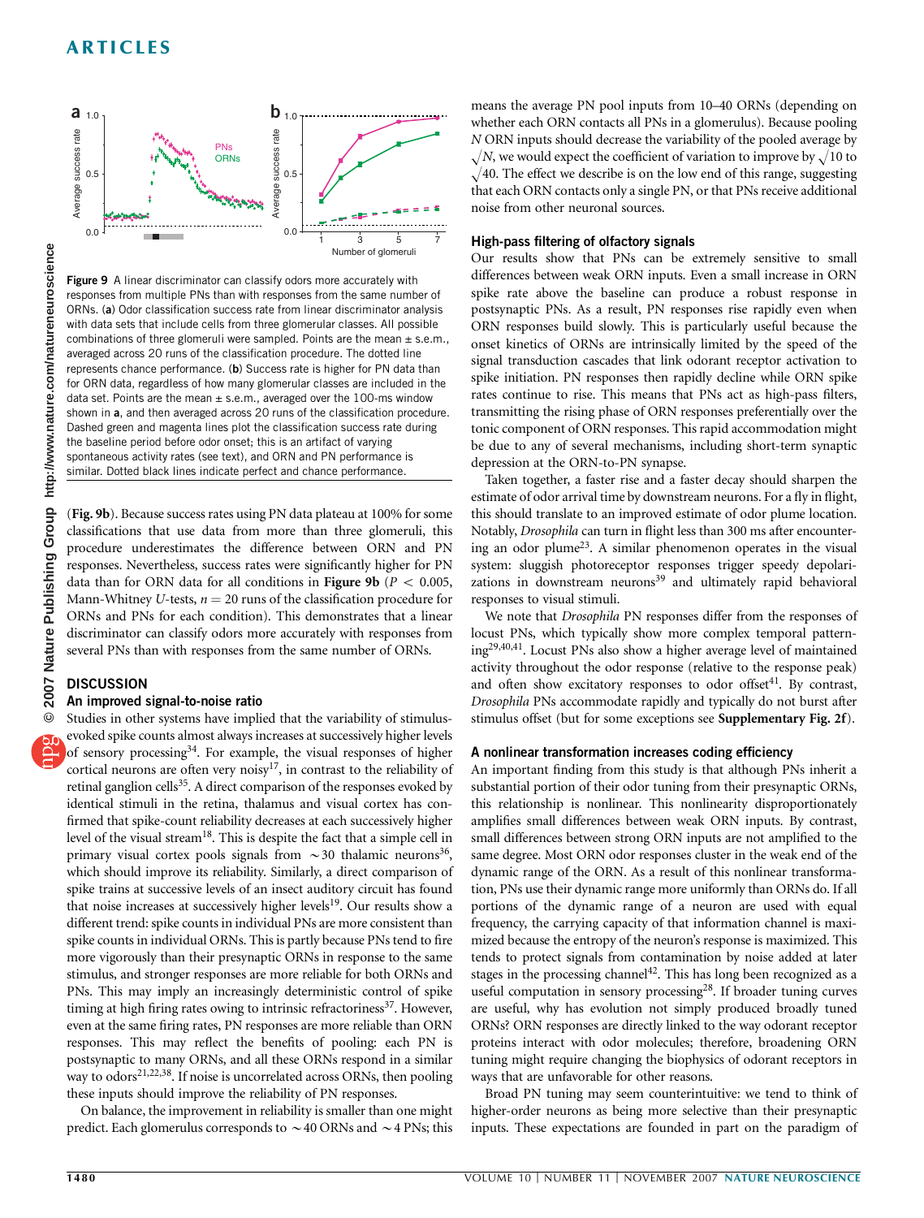Figure 9 A linear discriminator can classify odors more accurately with responses from multiple PNs than with responses from the same number of ORNs. (a) Odor classification success rate from linear discriminator analysis with data sets that include cells from three glomerular classes. All possible combinations of three glomeruli were sampled. Points are the mean ± s.e.m., averaged across 20 runs of the classification procedure. The dotted line represents chance performance. (b) Success rate is higher for PN data than for ORN data, regardless of how many glomerular classes are included in the data set. Points are the mean ± s.e.m., averaged over the 100-ms window shown in a, and then averaged across 20 runs of the classification procedure. Dashed green and magenta lines plot the classification success rate during the baseline period before odor onset; this is an artifact of varying spontaneous activity rates (see text), and ORN and PN performance is similar. Dotted black lines indicate perfect and chance performance.

(**Fig. 9b**). Because success rates using PN data plateau at 100% for some classifications that use data from more than three glomeruli, this procedure underestimates the difference between ORN and PN responses. Nevertheless, success rates were significantly higher for PN data than for ORN data for all conditions in **Figure 9b** ($P < 0.005$, Mann-Whitney *U*-tests, $n = 20$ runs of the classification procedure for ORNs and PNs for each condition). This demonstrates that a linear discriminator can classify odors more accurately with responses from several PNs than with responses from the same number of ORNs.

## DISCUSSION

### An improved signal-to-noise ratio

Studies in other systems have implied that the variability of stimulus-evoked spike counts almost always increases at successively higher levels of sensory processing[34]. For example, the visual responses of higher cortical neurons are often very noisy[17], in contrast to the reliability of retinal ganglion cells[35]. A direct comparison of the responses evoked by identical stimuli in the retina, thalamus and visual cortex has confirmed that spike-count reliability decreases at each successively higher level of the visual stream[18]. This is despite the fact that a simple cell in primary visual cortex pools signals from ~30 thalamic neurons[36], which should improve its reliability. Similarly, a direct comparison of spike trains at successive levels of an insect auditory circuit has found that noise increases at successively higher levels[19]. Our results show a different trend: spike counts in individual PNs are more consistent than spike counts in individual ORNs. This is partly because PNs tend to fire more vigorously than their presynaptic ORNs in response to the same stimulus, and stronger responses are more reliable for both ORNs and PNs. This may imply an increasingly deterministic control of spike timing at high firing rates owing to intrinsic refractoriness[37]. However, even at the same firing rates, PN responses are more reliable than ORN responses. This may reflect the benefits of pooling: each PN is postsynaptic to many ORNs, and all these ORNs respond in a similar way to odors[21,22,38]. If noise is uncorrelated across ORNs, then pooling these inputs should improve the reliability of PN responses.

On balance, the improvement in reliability is smaller than one might predict. Each glomerulus corresponds to ~40 ORNs and ~4 PNs; this means the average PN pool inputs from 10–40 ORNs (depending on whether each ORN contacts all PNs in a glomerulus). Because pooling $N$ ORN inputs should decrease the variability of the pooled average by $\sqrt{N}$, we would expect the coefficient of variation to improve by $\sqrt{10}$ to $\sqrt{40}$. The effect we describe is on the low end of this range, suggesting that each ORN contacts only a single PN, or that PNs receive additional noise from other neuronal sources.

### High-pass filtering of olfactory signals

Our results show that PNs can be extremely sensitive to small differences between weak ORN inputs. Even a small increase in ORN spike rate above the baseline can produce a robust response in postsynaptic PNs. As a result, PN responses rise rapidly even when ORN responses build slowly. This is particularly useful because the onset kinetics of ORNs are intrinsically limited by the speed of the signal transduction cascades that link odorant receptor activation to spike initiation. PN responses then rapidly decline while ORN spike rates continue to rise. This means that PNs act as high-pass filters, transmitting the rising phase of ORN responses preferentially over the tonic component of ORN responses. This rapid accommodation might be due to any of several mechanisms, including short-term synaptic depression at the ORN-to-PN synapse.

Taken together, a faster rise and a faster decay should sharpen the estimate of odor arrival time by downstream neurons. For a fly in flight, this should translate to an improved estimate of odor plume location. Notably, *Drosophila* can turn in flight less than 300 ms after encountering an odor plume[23]. A similar phenomenon operates in the visual system: sluggish photoreceptor responses trigger speedy depolarizations in downstream neurons[39] and ultimately rapid behavioral responses to visual stimuli.

We note that *Drosophila* PN responses differ from the responses of locust PNs, which typically show more complex temporal patterning[29,40,41]. Locust PNs also show a higher average level of maintained activity throughout the odor response (relative to the response peak) and often show excitatory responses to odor offset[41]. By contrast, *Drosophila* PNs accommodate rapidly and typically do not burst after stimulus offset (but for some exceptions see **Supplementary Fig. 2f**).

### A nonlinear transformation increases coding efficiency

An important finding from this study is that although PNs inherit a substantial portion of their odor tuning from their presynaptic ORNs, this relationship is nonlinear. This nonlinearity disproportionately amplifies small differences between weak ORN inputs. By contrast, small differences between strong ORN inputs are not amplified to the same degree. Most ORN odor responses cluster in the weak end of the dynamic range of the ORN. As a result of this nonlinear transformation, PNs use their dynamic range more uniformly than ORNs do. If all portions of the dynamic range of a neuron are used with equal frequency, the carrying capacity of that information channel is maximized because the entropy of the neuron's response is maximized. This tends to protect signals from contamination by noise added at later stages in the processing channel[42]. This has long been recognized as a useful computation in sensory processing[28]. If broader tuning curves are useful, why has evolution not simply produced broadly tuned ORNs? ORN responses are directly linked to the way odorant receptor proteins interact with odor molecules; therefore, broadening ORN tuning might require changing the biophysics of odorant receptors in ways that are unfavorable for other reasons.

Broad PN tuning may seem counterintuitive: we tend to think of higher-order neurons as being more selective than their presynaptic inputs. These expectations are founded in part on the paradigm of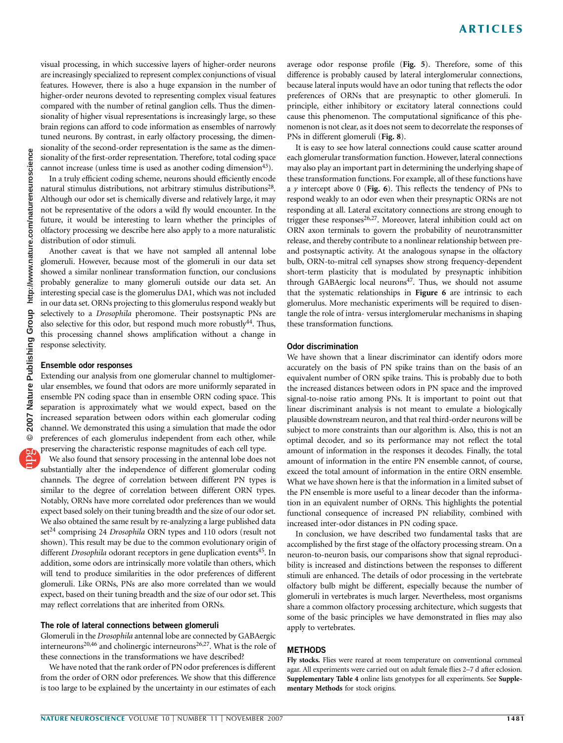visual processing, in which successive layers of higher-order neurons are increasingly specialized to represent complex conjunctions of visual features. However, there is also a huge expansion in the number of higher-order neurons devoted to representing complex visual features compared with the number of retinal ganglion cells. Thus the dimensionality of higher visual representations is increasingly large, so these brain regions can afford to code information as ensembles of narrowly tuned neurons. By contrast, in early olfactory processing, the dimensionality of the second-order representation is the same as the dimensionality of the first-order representation. Therefore, total coding space cannot increase (unless time is used as another coding dimension[43]).

In a truly efficient coding scheme, neurons should efficiently encode natural stimulus distributions, not arbitrary stimulus distributions[28]. Although our odor set is chemically diverse and relatively large, it may not be representative of the odors a wild fly would encounter. In the future, it would be interesting to learn whether the principles of olfactory processing we describe here also apply to a more naturalistic distribution of odor stimuli.

Another caveat is that we have not sampled all antennal lobe glomeruli. However, because most of the glomeruli in our data set showed a similar nonlinear transformation function, our conclusions probably generalize to many glomeruli outside our data set. An interesting special case is the glomerulus DA1, which was not included in our data set. ORNs projecting to this glomerulus respond weakly but selectively to a *Drosophila* pheromone. Their postsynaptic PNs are also selective for this odor, but respond much more robustly[44]. Thus, this processing channel shows amplification without a change in response selectivity.

### Ensemble odor responses

Extending our analysis from one glomerular channel to multiglomerular ensembles, we found that odors are more uniformly separated in ensemble PN coding space than in ensemble ORN coding space. This separation is approximately what we would expect, based on the increased separation between odors within each glomerular coding channel. We demonstrated this using a simulation that made the odor preferences of each glomerulus independent from each other, while preserving the characteristic response magnitudes of each cell type.

We also found that sensory processing in the antennal lobe does not substantially alter the independence of different glomerular coding channels. The degree of correlation between different PN types is similar to the degree of correlation between different ORN types. Notably, ORNs have more correlated odor preferences than we would expect based solely on their tuning breadth and the size of our odor set. We also obtained the same result by re-analyzing a large published data set[24] comprising 24 *Drosophila* ORN types and 110 odors (result not shown). This result may be due to the common evolutionary origin of different *Drosophila* odorant receptors in gene duplication events[45]. In addition, some odors are intrinsically more volatile than others, which will tend to produce similarities in the odor preferences of different glomeruli. Like ORNs, PNs are also more correlated than we would expect, based on their tuning breadth and the size of our odor set. This may reflect correlations that are inherited from ORNs.

### The role of lateral connections between glomeruli

Glomeruli in the *Drosophila* antennal lobe are connected by GABAergic interneurons[20,46] and cholinergic interneurons[26,27]. What is the role of these connections in the transformations we have described?

We have noted that the rank order of PN odor preferences is different from the order of ORN odor preferences. We show that this difference is too large to be explained by the uncertainty in our estimates of each average odor response profile (**Fig. 5**). Therefore, some of this difference is probably caused by lateral interglomerular connections, because lateral inputs would have an odor tuning that reflects the odor preferences of ORNs that are presynaptic to other glomeruli. In principle, either inhibitory or excitatory lateral connections could cause this phenomenon. The computational significance of this phenomenon is not clear, as it does not seem to decorrelate the responses of PNs in different glomeruli (**Fig. 8**).

It is easy to see how lateral connections could cause scatter around each glomerular transformation function. However, lateral connections may also play an important part in determining the underlying shape of these transformation functions. For example, all of these functions have a $y$ intercept above 0 (**Fig. 6**). This reflects the tendency of PNs to respond weakly to an odor even when their presynaptic ORNs are not responding at all. Lateral excitatory connections are strong enough to trigger these responses[26,27]. Moreover, lateral inhibition could act on ORN axon terminals to govern the probability of neurotransmitter release, and thereby contribute to a nonlinear relationship between pre- and postsynaptic activity. At the analogous synapse in the olfactory bulb, ORN-to-mitral cell synapses show strong frequency-dependent short-term plasticity that is modulated by presynaptic inhibition through GABAergic local neurons[47]. Thus, we should not assume that the systematic relationships in **Figure 6** are intrinsic to each glomerulus. More mechanistic experiments will be required to disentangle the role of intra- versus interglomerular mechanisms in shaping these transformation functions.

### Odor discrimination

We have shown that a linear discriminator can identify odors more accurately on the basis of PN spike trains than on the basis of an equivalent number of ORN spike trains. This is probably due to both the increased distances between odors in PN space and the improved signal-to-noise ratio among PNs. It is important to point out that linear discriminant analysis is not meant to emulate a biologically plausible downstream neuron, and that real third-order neurons will be subject to more constraints than our algorithm is. Also, this is not an optimal decoder, and so its performance may not reflect the total amount of information in the responses it decodes. Finally, the total amount of information in the entire PN ensemble cannot, of course, exceed the total amount of information in the entire ORN ensemble. What we have shown here is that the information in a limited subset of the PN ensemble is more useful to a linear decoder than the information in an equivalent number of ORNs. This highlights the potential functional consequence of increased PN reliability, combined with increased inter-odor distances in PN coding space.

In conclusion, we have described two fundamental tasks that are accomplished by the first stage of the olfactory processing stream. On a neuron-to-neuron basis, our comparisons show that signal reproducibility is increased and distinctions between the responses to different stimuli are enhanced. The details of odor processing in the vertebrate olfactory bulb might be different, especially because the number of glomeruli in vertebrates is much larger. Nevertheless, most organisms share a common olfactory processing architecture, which suggests that some of the basic principles we have demonstrated in flies may also apply to vertebrates.

## METHODS

**Fly stocks.** Flies were reared at room temperature on conventional cornmeal agar. All experiments were carried out on adult female flies 2–7 d after eclosion. **Supplementary Table 4** online lists genotypes for all experiments. See **Supplementary Methods** for stock origins.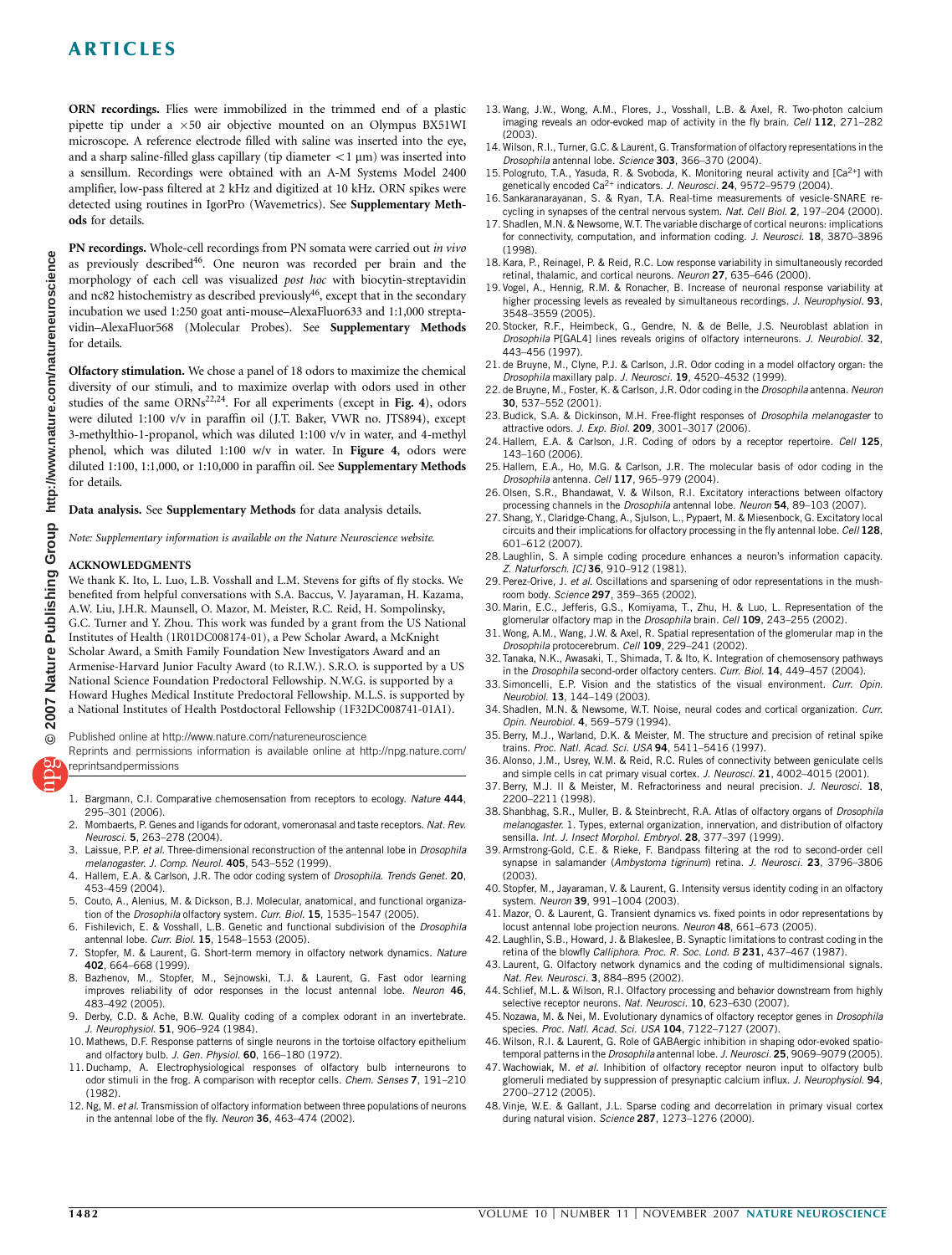**ORN recordings.** Flies were immobilized in the trimmed end of a plastic pipette tip under a ×50 air objective mounted on an Olympus BX51WI microscope. A reference electrode filled with saline was inserted into the eye, and a sharp saline-filled glass capillary (tip diameter <1 μm) was inserted into a sensillum. Recordings were obtained with an A-M Systems Model 2400 amplifier, low-pass filtered at 2 kHz and digitized at 10 kHz. ORN spikes were detected using routines in IgorPro (Wavemetrics). See **Supplementary Methods** for details.

**PN recordings.** Whole-cell recordings from PN somata were carried out *in vivo* as previously described[46]. One neuron was recorded per brain and the morphology of each cell was visualized *post hoc* with biocytin-streptavidin and nc82 histochemistry as described previously[46], except that in the secondary incubation we used 1:250 goat anti-mouse–AlexaFluor633 and 1:1,000 streptavidin–AlexaFluor568 (Molecular Probes). See **Supplementary Methods** for details.

**Olfactory stimulation.** We chose a panel of 18 odors to maximize the chemical diversity of our stimuli, and to maximize overlap with odors used in other studies of the same ORNs[22,24]. For all experiments (except in **Fig. 4**), odors were diluted 1:100 v/v in paraffin oil (J.T. Baker, VWR no. JTS894), except 3-methylthio-1-propanol, which was diluted 1:100 v/v in water, and 4-methyl phenol, which was diluted 1:100 w/v in water. In **Figure 4**, odors were diluted 1:100, 1:1,000, or 1:10,000 in paraffin oil. See **Supplementary Methods** for details.

**Data analysis.** See **Supplementary Methods** for data analysis details.

*Note: Supplementary information is available on the Nature Neuroscience website.*

**ACKNOWLEDGMENTS**

We thank K. Ito, L. Luo, L.B. Vosshall and L.M. Stevens for gifts of fly stocks. We benefited from helpful conversations with S.A. Baccus, V. Jayaraman, H. Kazama, A.W. Liu, J.H.R. Maunsell, O. Mazor, M. Meister, R.C. Reid, H. Sompolinsky, G.C. Turner and Y. Zhou. This work was funded by a grant from the US National Institutes of Health (1R01DC008174-01), a Pew Scholar Award, a McKnight Scholar Award, a Smith Family Foundation New Investigators Award and an Armenise-Harvard Junior Faculty Award (to R.I.W.). S.R.O. is supported by a US National Science Foundation Predoctoral Fellowship. N.W.G. is supported by a Howard Hughes Medical Institute Predoctoral Fellowship. M.L.S. is supported by a National Institutes of Health Postdoctoral Fellowship (1F32DC008741-01A1).

Published online at http://www.nature.com/natureneuroscience
Reprints and permissions information is available online at http://npg.nature.com/reprintsandpermissions

1. Bargmann, C.I. Comparative chemosensation from receptors to ecology. *Nature* **444**, 295–301 (2006).
2. Mombaerts, P. Genes and ligands for odorant, vomeronasal and taste receptors. *Nat. Rev. Neurosci.* **5**, 263–278 (2004).
3. Laissue, P.P. *et al.* Three-dimensional reconstruction of the antennal lobe in *Drosophila melanogaster*. *J. Comp. Neurol.* **405**, 543–552 (1999).
4. Hallem, E.A. & Carlson, J.R. The odor coding system of *Drosophila*. *Trends Genet.* **20**, 453–459 (2004).
5. Couto, A., Alenius, M. & Dickson, B.J. Molecular, anatomical, and functional organization of the *Drosophila* olfactory system. *Curr. Biol.* **15**, 1535–1547 (2005).
6. Fishilevich, E. & Vosshall, L.B. Genetic and functional subdivision of the *Drosophila* antennal lobe. *Curr. Biol.* **15**, 1548–1553 (2005).
7. Stopfer, M. & Laurent, G. Short-term memory in olfactory network dynamics. *Nature* **402**, 664–668 (1999).
8. Bazhenov, M., Stopfer, M., Sejnowski, T.J. & Laurent, G. Fast odor learning improves reliability of odor responses in the locust antennal lobe. *Neuron* **46**, 483–492 (2005).
9. Derby, C.D. & Ache, B.W. Quality coding of a complex odorant in an invertebrate. *J. Neurophysiol.* **51**, 906–924 (1984).
10. Mathews, D.F. Response patterns of single neurons in the tortoise olfactory epithelium and olfactory bulb. *J. Gen. Physiol.* **60**, 166–180 (1972).
11. Duchamp, A. Electrophysiological responses of olfactory bulb interneurons to odor stimuli in the frog. A comparison with receptor cells. *Chem. Senses* **7**, 191–210 (1982).
12. Ng, M. *et al.* Transmission of olfactory information between three populations of neurons in the antennal lobe of the fly. *Neuron* **36**, 463–474 (2002).
13. Wang, J.W., Wong, A.M., Flores, J., Vosshall, L.B. & Axel, R. Two-photon calcium imaging reveals an odor-evoked map of activity in the fly brain. *Cell* **112**, 271–282 (2003).
14. Wilson, R.I., Turner, G.C. & Laurent, G. Transformation of olfactory representations in the *Drosophila* antennal lobe. *Science* **303**, 366–370 (2004).
15. Pologruto, T.A., Yasuda, R. & Svoboda, K. Monitoring neural activity and [$Ca^{2+}$] with genetically encoded $Ca^{2+}$ indicators. *J. Neurosci.* **24**, 9572–9579 (2004).
16. Sankaranarayanan, S. & Ryan, T.A. Real-time measurements of vesicle-SNARE recycling in synapses of the central nervous system. *Nat. Cell Biol.* **2**, 197–204 (2000).
17. Shadlen, M.N. & Newsome, W.T. The variable discharge of cortical neurons: implications for connectivity, computation, and information coding. *J. Neurosci.* **18**, 3870–3896 (1998).
18. Kara, P., Reinagel, P. & Reid, R.C. Low response variability in simultaneously recorded retinal, thalamic, and cortical neurons. *Neuron* **27**, 635–646 (2000).
19. Vogel, A., Hennig, R.M. & Ronacher, B. Increase of neuronal response variability at higher processing levels as revealed by simultaneous recordings. *J. Neurophysiol.* **93**, 3548–3559 (2005).
20. Stocker, R.F., Heimbeck, G., Gendre, N. & de Belle, J.S. Neuroblast ablation in *Drosophila* P[GAL4] lines reveals origins of olfactory interneurons. *J. Neurobiol.* **32**, 443–456 (1997).
21. de Bruyne, M., Clyne, P.J. & Carlson, J.R. Odor coding in a model olfactory organ: the *Drosophila* maxillary palp. *J. Neurosci.* **19**, 4520–4532 (1999).
22. de Bruyne, M., Foster, K. & Carlson, J.R. Odor coding in the *Drosophila* antenna. *Neuron* **30**, 537–552 (2001).
23. Budick, S.A. & Dickinson, M.H. Free-flight responses of *Drosophila melanogaster* to attractive odors. *J. Exp. Biol.* **209**, 3001–3017 (2006).
24. Hallem, E.A. & Carlson, J.R. Coding of odors by a receptor repertoire. *Cell* **125**, 143–160 (2006).
25. Hallem, E.A., Ho, M.G. & Carlson, J.R. The molecular basis of odor coding in the *Drosophila* antenna. *Cell* **117**, 965–979 (2004).
26. Olsen, S.R., Bhandawat, V. & Wilson, R.I. Excitatory interactions between olfactory processing channels in the *Drosophila* antennal lobe. *Neuron* **54**, 89–103 (2007).
27. Shang, Y., Claridge-Chang, A., Sjulson, L., Pypaert, M. & Miesenbock, G. Excitatory local circuits and their implications for olfactory processing in the fly antennal lobe. *Cell* **128**, 601–612 (2007).
28. Laughlin, S. A simple coding procedure enhances a neuron's information capacity. *Z. Naturforsch. [C]* **36**, 910–912 (1981).
29. Perez-Orive, J. *et al.* Oscillations and sparsening of odor representations in the mushroom body. *Science* **297**, 359–365 (2002).
30. Marin, E.C., Jefferis, G.S., Komiyama, T., Zhu, H. & Luo, L. Representation of the glomerular olfactory map in the *Drosophila* brain. *Cell* **109**, 243–255 (2002).
31. Wong, A.M., Wang, J.W. & Axel, R. Spatial representation of the glomerular map in the *Drosophila* protocerebrum. *Cell* **109**, 229–241 (2002).
32. Tanaka, N.K., Awasaki, T., Shimada, T. & Ito, K. Integration of chemosensory pathways in the *Drosophila* second-order olfactory centers. *Curr. Biol.* **14**, 449–457 (2004).
33. Simoncelli, E.P. Vision and the statistics of the visual environment. *Curr. Opin. Neurobiol.* **13**, 144–149 (2003).
34. Shadlen, M.N. & Newsome, W.T. Noise, neural codes and cortical organization. *Curr. Opin. Neurobiol.* **4**, 569–579 (1994).
35. Berry, M.J., Warland, D.K. & Meister, M. The structure and precision of retinal spike trains. *Proc. Natl. Acad. Sci. USA* **94**, 5411–5416 (1997).
36. Alonso, J.M., Usrey, W.M. & Reid, R.C. Rules of connectivity between geniculate cells and simple cells in cat primary visual cortex. *J. Neurosci.* **21**, 4002–4015 (2001).
37. Berry, M.J. II & Meister, M. Refractoriness and neural precision. *J. Neurosci.* **18**, 2200–2211 (1998).
38. Shanbhag, S.R., Muller, B. & Steinbrecht, R.A. Atlas of olfactory organs of *Drosophila melanogaster*. 1. Types, external organization, innervation, and distribution of olfactory sensilla. *Int. J. Insect Morphol. Embryol.* **28**, 377–397 (1999).
39. Armstrong-Gold, C.E. & Rieke, F. Bandpass filtering at the rod to second-order cell synapse in salamander (*Ambystoma tigrinum*) retina. *J. Neurosci.* **23**, 3796–3806 (2003).
40. Stopfer, M., Jayaraman, V. & Laurent, G. Intensity versus identity coding in an olfactory system. *Neuron* **39**, 991–1004 (2003).
41. Mazor, O. & Laurent, G. Transient dynamics vs. fixed points in odor representations by locust antennal lobe projection neurons. *Neuron* **48**, 661–673 (2005).
42. Laughlin, S.B., Howard, J. & Blakeslee, B. Synaptic limitations to contrast coding in the retina of the blowfly *Calliphora*. *Proc. R. Soc. Lond. B* **231**, 437–467 (1987).
43. Laurent, G. Olfactory network dynamics and the coding of multidimensional signals. *Nat. Rev. Neurosci.* **3**, 884–895 (2002).
44. Schlief, M.L. & Wilson, R.I. Olfactory processing and behavior downstream from highly selective receptor neurons. *Nat. Neurosci.* **10**, 623–630 (2007).
45. Nozawa, M. & Nei, M. Evolutionary dynamics of olfactory receptor genes in *Drosophila* species. *Proc. Natl. Acad. Sci. USA* **104**, 7122–7127 (2007).
46. Wilson, R.I. & Laurent, G. Role of GABAergic inhibition in shaping odor-evoked spatiotemporal patterns in the *Drosophila* antennal lobe. *J. Neurosci.* **25**, 9069–9079 (2005).
47. Wachowiak, M. *et al.* Inhibition of olfactory receptor neuron input to olfactory bulb glomeruli mediated by suppression of presynaptic calcium influx. *J. Neurophysiol.* **94**, 2700–2712 (2005).
48. Vinje, W.E. & Gallant, J.L. Sparse coding and decorrelation in primary visual cortex during natural vision. *Science* **287**, 1273–1276 (2000).